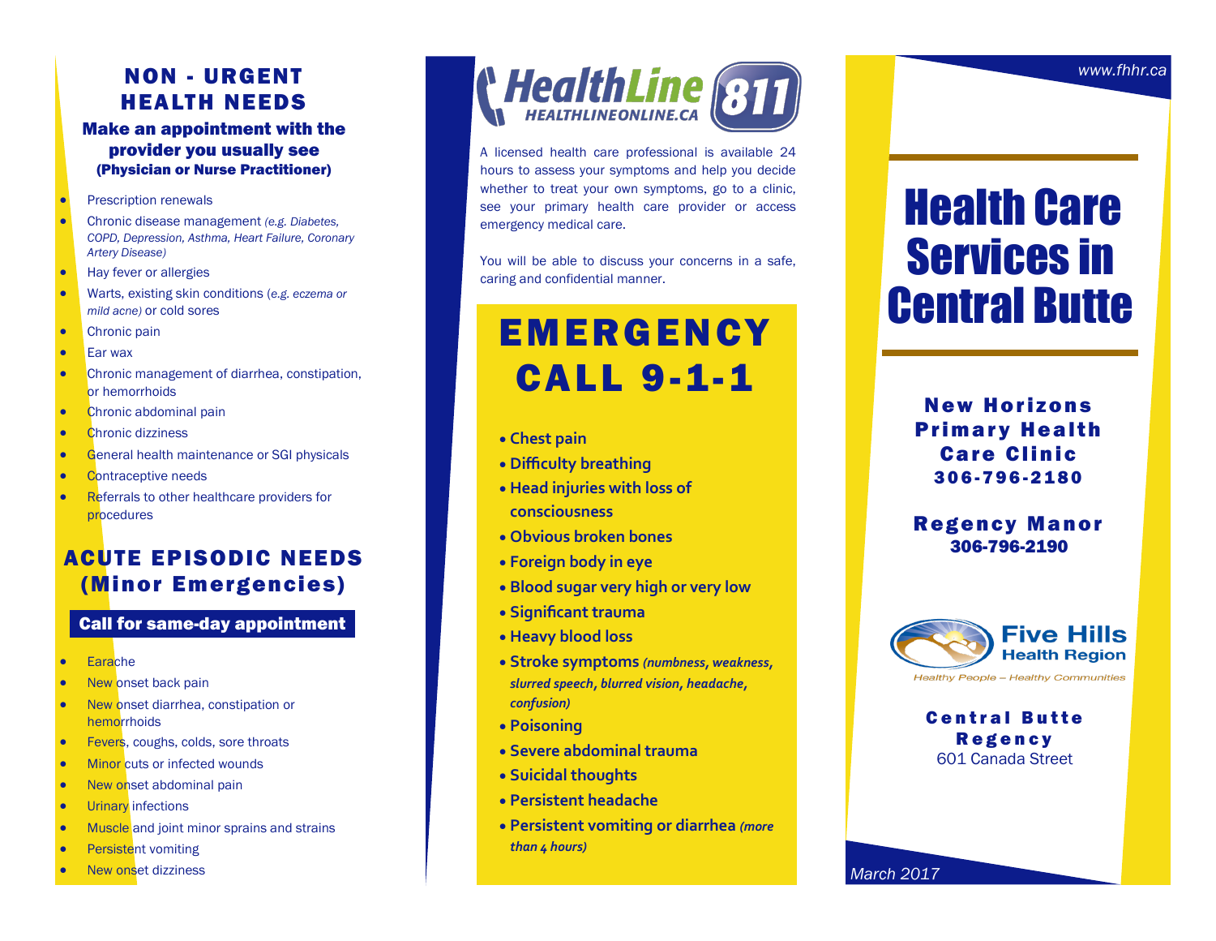## NON - URGENT HEALTH NEEDS

### Make an appointment with the provider you usually see
**(Physician or Nurse Practitioner)**

- Prescription renewals
- Chronic disease management *(e.g. Diabetes, COPD, Depression, Asthma, Heart Failure, Coronary Artery Disease)*
- Hay fever or allergies
- Warts, existing skin conditions (*e.g. eczema or mild acne)* or cold sores
- Chronic pain
- Ear wax
- Chronic management of diarrhea, constipation, or hemorrhoids
- Chronic abdominal pain
- Chronic dizziness
- General health maintenance or SGI physicals
- Contraceptive needs
- Referrals to other healthcare providers for procedures

## ACUTE EPISODIC NEEDS (Minor Emergencies)

**Call for same-day appointment**

- Earache
- New onset back pain
- New onset diarrhea, constipation or hemorrhoids
- Fevers, coughs, colds, sore throats
- Minor cuts or infected wounds
- New onset abdominal pain
- Urinary infections
- Muscle and joint minor sprains and strains
- Persistent vomiting
- New onset dizziness

## HealthLine 811
HEALTHLINEONLINE.CA

A licensed health care professional is available 24 hours to assess your symptoms and help you decide whether to treat your own symptoms, go to a clinic, see your primary health care provider or access emergency medical care.

You will be able to discuss your concerns in a safe, caring and confidential manner.

## EMERGENCY CALL 9-1-1

- **Chest pain**
- **Difficulty breathing**
- **Head injuries with loss of consciousness**
- **Obvious broken bones**
- **Foreign body in eye**
- **Blood sugar very high or very low**
- **Significant trauma**
- **Heavy blood loss**
- **Stroke symptoms** ***(numbness, weakness, slurred speech, blurred vision, headache, confusion)***
- **Poisoning**
- **Severe abdominal trauma**
- **Suicidal thoughts**
- **Persistent headache**
- **Persistent vomiting or diarrhea** ***(more than 4 hours)***

www.fhhr.ca

# Health Care Services in Central Butte

**New Horizons Primary Health Care Clinic**
**306-796-2180**

**Regency Manor**
**306-796-2190**

**Five Hills Health Region**
*Healthy People – Healthy Communities*

**Central Butte Regency**
601 Canada Street

*March 2017*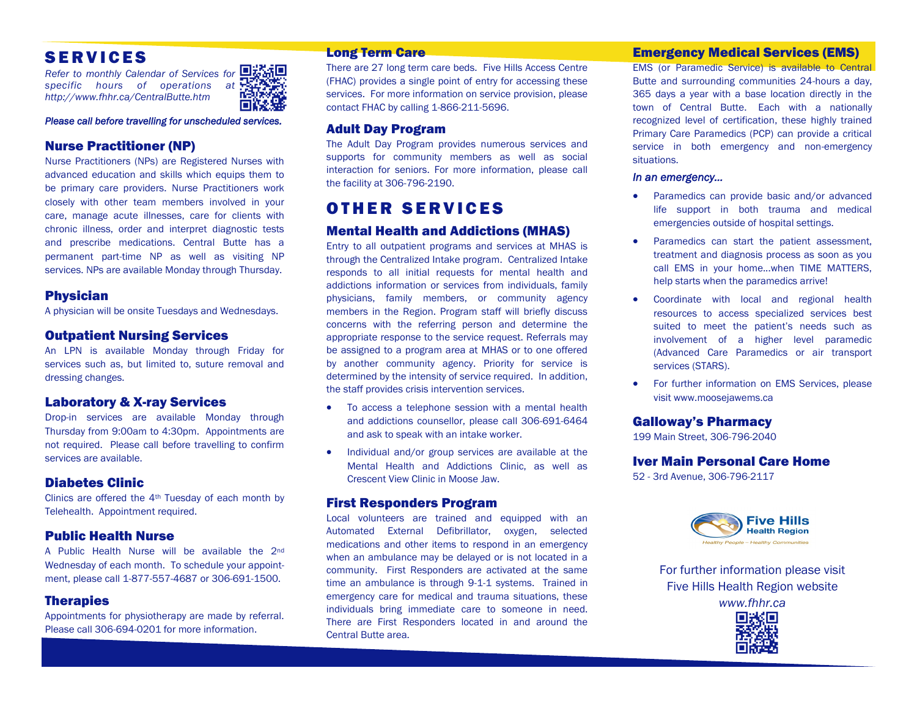# SERVICES

*Refer to monthly Calendar of Services for specific hours of operations at http://www.fhhr.ca/CentralButte.htm*

***Please call before travelling for unscheduled services.***

## Nurse Practitioner (NP)

Nurse Practitioners (NPs) are Registered Nurses with advanced education and skills which equips them to be primary care providers. Nurse Practitioners work closely with other team members involved in your care, manage acute illnesses, care for clients with chronic illness, order and interpret diagnostic tests and prescribe medications. Central Butte has a permanent part-time NP as well as visiting NP services. NPs are available Monday through Thursday.

## Physician

A physician will be onsite Tuesdays and Wednesdays.

## Outpatient Nursing Services

An LPN is available Monday through Friday for services such as, but limited to, suture removal and dressing changes.

## Laboratory & X-ray Services

Drop-in services are available Monday through Thursday from 9:00am to 4:30pm. Appointments are not required. Please call before travelling to confirm services are available.

## Diabetes Clinic

Clinics are offered the 4th Tuesday of each month by Telehealth. Appointment required.

## Public Health Nurse

A Public Health Nurse will be available the 2nd Wednesday of each month. To schedule your appointment, please call 1-877-557-4687 or 306-691-1500.

## Therapies

Appointments for physiotherapy are made by referral. Please call 306-694-0201 for more information.

## Long Term Care

There are 27 long term care beds. Five Hills Access Centre (FHAC) provides a single point of entry for accessing these services. For more information on service provision, please contact FHAC by calling 1-866-211-5696.

## Adult Day Program

The Adult Day Program provides numerous services and supports for community members as well as social interaction for seniors. For more information, please call the facility at 306-796-2190.

# OTHER SERVICES

## Mental Health and Addictions (MHAS)

Entry to all outpatient programs and services at MHAS is through the Centralized Intake program. Centralized Intake responds to all initial requests for mental health and addictions information or services from individuals, family physicians, family members, or community agency members in the Region. Program staff will briefly discuss concerns with the referring person and determine the appropriate response to the service request. Referrals may be assigned to a program area at MHAS or to one offered by another community agency. Priority for service is determined by the intensity of service required. In addition, the staff provides crisis intervention services.

- To access a telephone session with a mental health and addictions counsellor, please call 306-691-6464 and ask to speak with an intake worker.
- Individual and/or group services are available at the Mental Health and Addictions Clinic, as well as Crescent View Clinic in Moose Jaw.

## First Responders Program

Local volunteers are trained and equipped with an Automated External Defibrillator, oxygen, selected medications and other items to respond in an emergency when an ambulance may be delayed or is not located in a community. First Responders are activated at the same time an ambulance is through 9-1-1 systems. Trained in emergency care for medical and trauma situations, these individuals bring immediate care to someone in need. There are First Responders located in and around the Central Butte area.

## Emergency Medical Services (EMS)

EMS (or Paramedic Service) is available to Central Butte and surrounding communities 24-hours a day, 365 days a year with a base location directly in the town of Central Butte. Each with a nationally recognized level of certification, these highly trained Primary Care Paramedics (PCP) can provide a critical service in both emergency and non-emergency situations.

*In an emergency...*

- Paramedics can provide basic and/or advanced life support in both trauma and medical emergencies outside of hospital settings.
- Paramedics can start the patient assessment, treatment and diagnosis process as soon as you call EMS in your home...when TIME MATTERS, help starts when the paramedics arrive!
- Coordinate with local and regional health resources to access specialized services best suited to meet the patient's needs such as involvement of a higher level paramedic (Advanced Care Paramedics or air transport services (STARS).
- For further information on EMS Services, please visit www.moosejawems.ca

## Galloway's Pharmacy

199 Main Street, 306-796-2040

## Iver Main Personal Care Home

52 - 3rd Avenue, 306-796-2117

Five Hills Health Region
Healthy People – Healthy Communities

For further information please visit Five Hills Health Region website
*www.fhhr.ca*